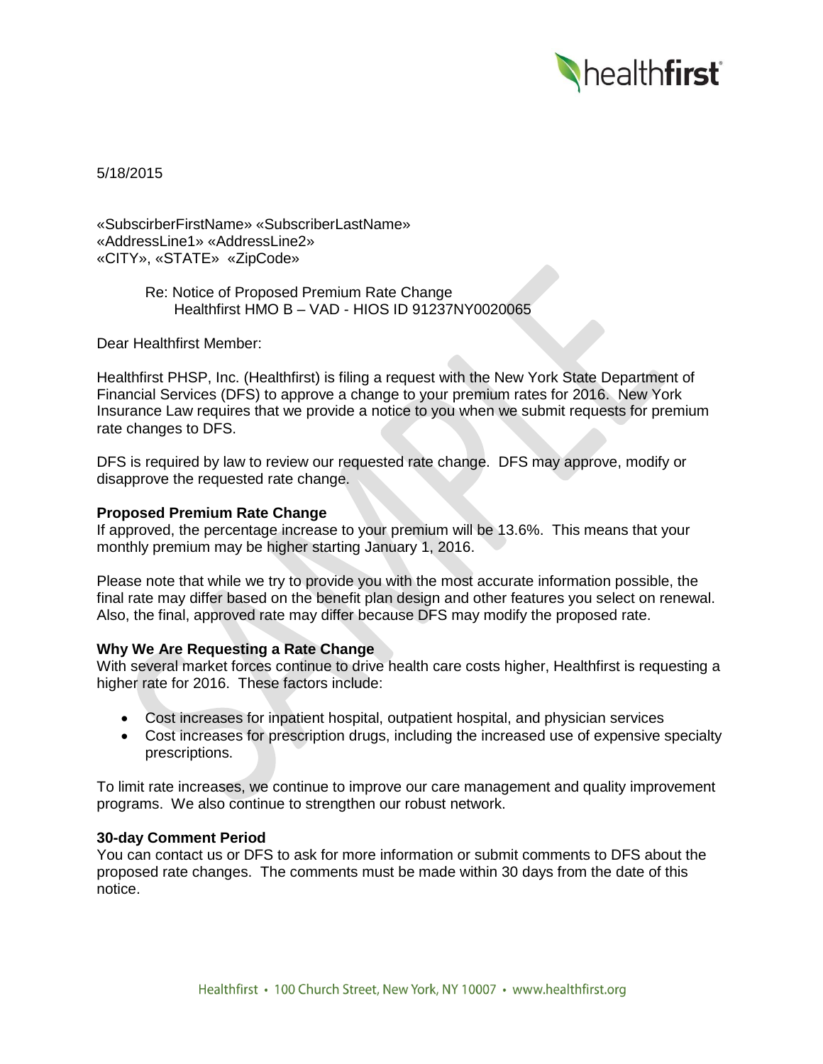5/18/2015

«SubscirberFirstName» «SubscriberLastName»
«AddressLine1» «AddressLine2»
«CITY», «STATE» «ZipCode»

Re: Notice of Proposed Premium Rate Change
Healthfirst HMO B – VAD - HIOS ID 91237NY0020065

Dear Healthfirst Member:

Healthfirst PHSP, Inc. (Healthfirst) is filing a request with the New York State Department of Financial Services (DFS) to approve a change to your premium rates for 2016. New York Insurance Law requires that we provide a notice to you when we submit requests for premium rate changes to DFS.

DFS is required by law to review our requested rate change. DFS may approve, modify or disapprove the requested rate change.

**Proposed Premium Rate Change**

If approved, the percentage increase to your premium will be 13.6%. This means that your monthly premium may be higher starting January 1, 2016.

Please note that while we try to provide you with the most accurate information possible, the final rate may differ based on the benefit plan design and other features you select on renewal. Also, the final, approved rate may differ because DFS may modify the proposed rate.

**Why We Are Requesting a Rate Change**

With several market forces continue to drive health care costs higher, Healthfirst is requesting a higher rate for 2016. These factors include:

- Cost increases for inpatient hospital, outpatient hospital, and physician services
- Cost increases for prescription drugs, including the increased use of expensive specialty prescriptions.

To limit rate increases, we continue to improve our care management and quality improvement programs. We also continue to strengthen our robust network.

**30-day Comment Period**

You can contact us or DFS to ask for more information or submit comments to DFS about the proposed rate changes. The comments must be made within 30 days from the date of this notice.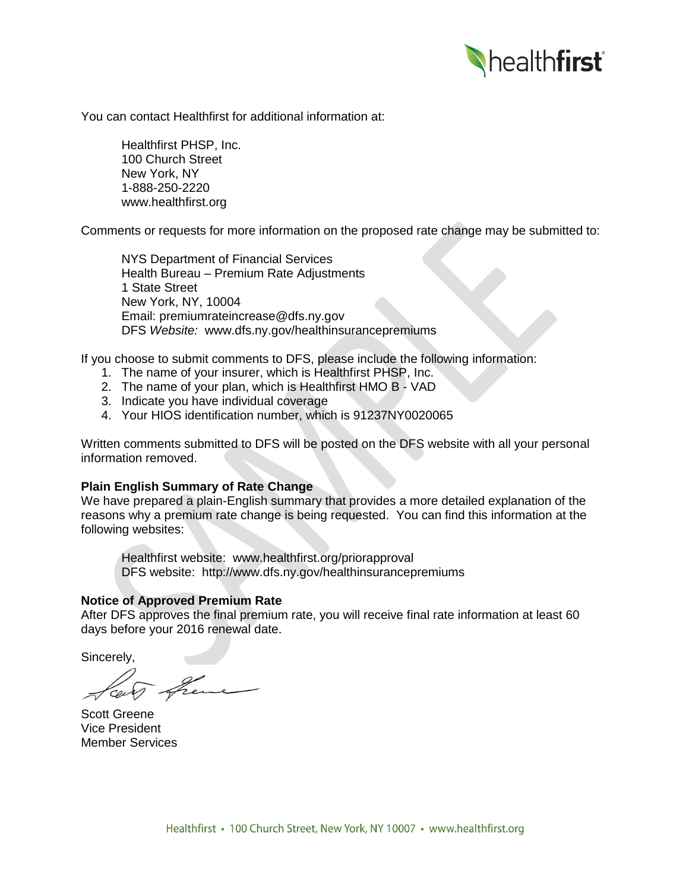You can contact Healthfirst for additional information at:

Healthfirst PHSP, Inc.
100 Church Street
New York, NY
1-888-250-2220
www.healthfirst.org

Comments or requests for more information on the proposed rate change may be submitted to:

NYS Department of Financial Services
Health Bureau – Premium Rate Adjustments
1 State Street
New York, NY, 10004
Email: premiumrateincrease@dfs.ny.gov
DFS *Website:* www.dfs.ny.gov/healthinsurancepremiums

If you choose to submit comments to DFS, please include the following information:

1. The name of your insurer, which is Healthfirst PHSP, Inc.
2. The name of your plan, which is Healthfirst HMO B - VAD
3. Indicate you have individual coverage
4. Your HIOS identification number, which is 91237NY0020065

Written comments submitted to DFS will be posted on the DFS website with all your personal information removed.

**Plain English Summary of Rate Change**

We have prepared a plain-English summary that provides a more detailed explanation of the reasons why a premium rate change is being requested. You can find this information at the following websites:

Healthfirst website: www.healthfirst.org/priorapproval
DFS website: http://www.dfs.ny.gov/healthinsurancepremiums

**Notice of Approved Premium Rate**

After DFS approves the final premium rate, you will receive final rate information at least 60 days before your 2016 renewal date.

Sincerely,

Scott Greene
Vice President
Member Services

Healthfirst • 100 Church Street, New York, NY 10007 • www.healthfirst.org